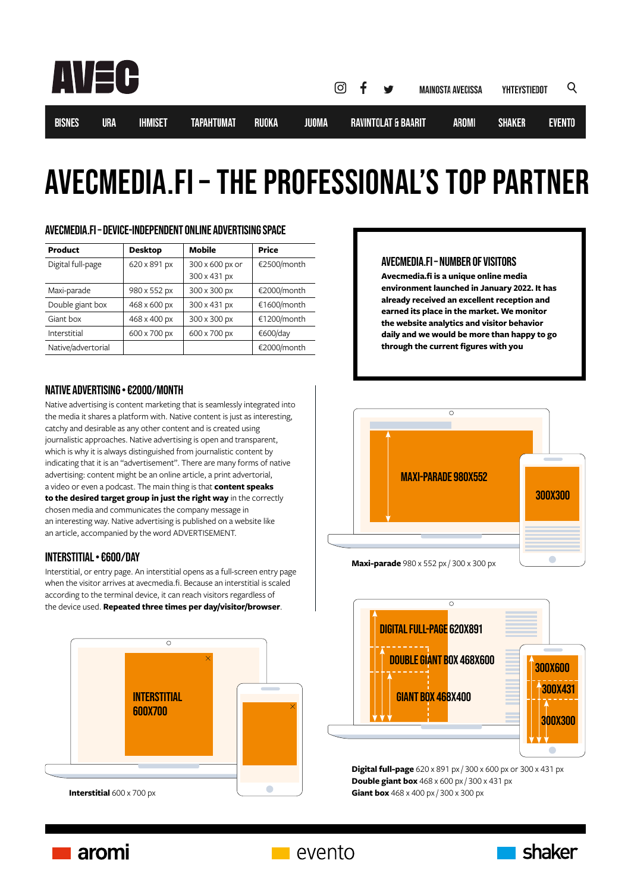AVEC

MAINOSTA AVECISSA YHTEYSTIEDOT

BISNES URA IHMISET TAPAHTUMAT RUOKA JUOMA RAVINTOLAT & BAARIT AROMI SHAKER EVENTO

# AVECMEDIA.FI – THE PROFESSIONAL'S TOP PARTNER

### AVECMEDIA.FI – DEVICE-INDEPENDENT ONLINE ADVERTISING SPACE

| Product | Desktop | Mobile | Price |
|---|---|---|---|
| Digital full-page | 620 x 891 px | 300 x 600 px or 300 x 431 px | €2500/month |
| Maxi-parade | 980 x 552 px | 300 x 300 px | €2000/month |
| Double giant box | 468 x 600 px | 300 x 431 px | €1600/month |
| Giant box | 468 x 400 px | 300 x 300 px | €1200/month |
| Interstitial | 600 x 700 px | 600 x 700 px | €600/day |
| Native/advertorial | | | €2000/month |

### AVECMEDIA.FI – NUMBER OF VISITORS

**Avecmedia.fi is a unique online media environment launched in January 2022. It has already received an excellent reception and earned its place in the market. We monitor the website analytics and visitor behavior daily and we would be more than happy to go through the current figures with you**

### NATIVE ADVERTISING • €2000/MONTH

Native advertising is content marketing that is seamlessly integrated into the media it shares a platform with. Native content is just as interesting, catchy and desirable as any other content and is created using journalistic approaches. Native advertising is open and transparent, which is why it is always distinguished from journalistic content by indicating that it is an "advertisement". There are many forms of native advertising: content might be an online article, a print advertorial, a video or even a podcast. The main thing is that **content speaks to the desired target group in just the right way** in the correctly chosen media and communicates the company message in an interesting way. Native advertising is published on a website like an article, accompanied by the word ADVERTISEMENT.

### INTERSTITIAL • €600/DAY

Interstitial, or entry page. An interstitial opens as a full-screen entry page when the visitor arrives at avecmedia.fi. Because an interstitial is scaled according to the terminal device, it can reach visitors regardless of the device used. **Repeated three times per day/visitor/browser.**

MAXI-PARADE 980X552 300X300

**Maxi-parade** 980 x 552 px / 300 x 300 px

INTERSTITIAL 600X700

**Interstitial** 600 x 700 px

DIGITAL FULL-PAGE 620X891 DOUBLE GIANT BOX 468X600 GIANT BOX 468X400 300X600 300X431 300X300

**Digital full-page** 620 x 891 px / 300 x 600 px or 300 x 431 px
**Double giant box** 468 x 600 px / 300 x 431 px
**Giant box** 468 x 400 px / 300 x 300 px

aromi evento shaker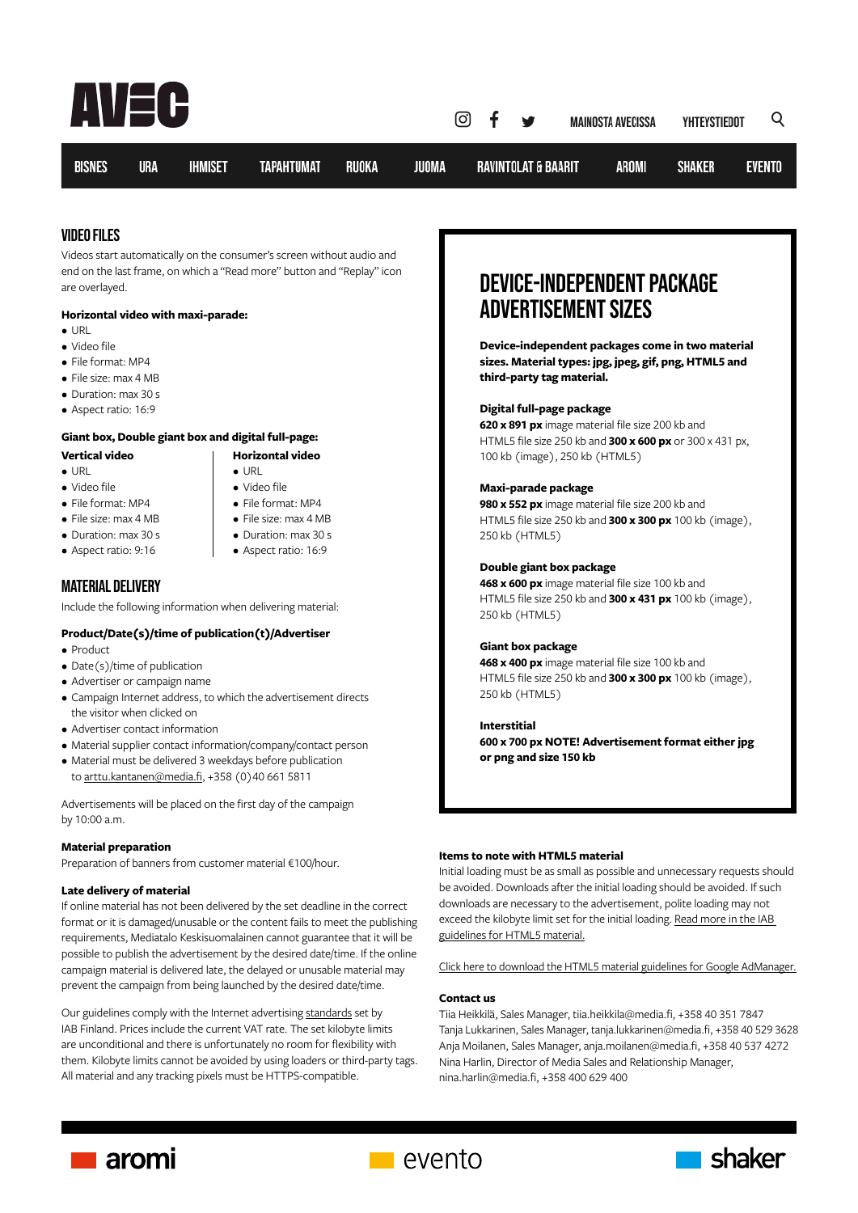## VIDEO FILES

Videos start automatically on the consumer's screen without audio and end on the last frame, on which a "Read more" button and "Replay" icon are overlayed.

**Horizontal video with maxi-parade:**

- URL
- Video file
- File format: MP4
- File size: max 4 MB
- Duration: max 30 s
- Aspect ratio: 16:9

**Giant box, Double giant box and digital full-page:**

**Vertical video**

- URL
- Video file
- File format: MP4
- File size: max 4 MB
- Duration: max 30 s
- Aspect ratio: 9:16

**Horizontal video**

- URL
- Video file
- File format: MP4
- File size: max 4 MB
- Duration: max 30 s
- Aspect ratio: 16:9

## MATERIAL DELIVERY

Include the following information when delivering material:

**Product/Date(s)/time of publication(t)/Advertiser**

- Product
- Date(s)/time of publication
- Advertiser or campaign name
- Campaign Internet address, to which the advertisement directs the visitor when clicked on
- Advertiser contact information
- Material supplier contact information/company/contact person
- Material must be delivered 3 weekdays before publication to arttu.kantanen@media.fi, +358 (0)40 661 5811

Advertisements will be placed on the first day of the campaign by 10:00 a.m.

**Material preparation**

Preparation of banners from customer material €100/hour.

**Late delivery of material**

If online material has not been delivered by the set deadline in the correct format or it is damaged/unusable or the content fails to meet the publishing requirements, Mediatalo Keskisuomalainen cannot guarantee that it will be possible to publish the advertisement by the desired date/time. If the online campaign material is delivered late, the delayed or unusable material may prevent the campaign from being launched by the desired date/time.

Our guidelines comply with the Internet advertising standards set by IAB Finland. Prices include the current VAT rate. The set kilobyte limits are unconditional and there is unfortunately no room for flexibility with them. Kilobyte limits cannot be avoided by using loaders or third-party tags. All material and any tracking pixels must be HTTPS-compatible.

## DEVICE-INDEPENDENT PACKAGE ADVERTISEMENT SIZES

**Device-independent packages come in two material sizes. Material types: jpg, jpeg, gif, png, HTML5 and third-party tag material.**

**Digital full-page package**
**620 x 891 px** image material file size 200 kb and HTML5 file size 250 kb and **300 x 600 px** or 300 x 431 px, 100 kb (image), 250 kb (HTML5)

**Maxi-parade package**
**980 x 552 px** image material file size 200 kb and HTML5 file size 250 kb and **300 x 300 px** 100 kb (image), 250 kb (HTML5)

**Double giant box package**
**468 x 600 px** image material file size 100 kb and HTML5 file size 250 kb and **300 x 431 px** 100 kb (image), 250 kb (HTML5)

**Giant box package**
**468 x 400 px** image material file size 100 kb and HTML5 file size 250 kb and **300 x 300 px** 100 kb (image), 250 kb (HTML5)

**Interstitial**
**600 x 700 px NOTE! Advertisement format either jpg or png and size 150 kb**

**Items to note with HTML5 material**

Initial loading must be as small as possible and unnecessary requests should be avoided. Downloads after the initial loading should be avoided. If such downloads are necessary to the advertisement, polite loading may not exceed the kilobyte limit set for the initial loading. Read more in the IAB guidelines for HTML5 material.

Click here to download the HTML5 material guidelines for Google AdManager.

**Contact us**

Tiia Heikkilä, Sales Manager, tiia.heikkila@media.fi, +358 40 351 7847
Tanja Lukkarinen, Sales Manager, tanja.lukkarinen@media.fi, +358 40 529 3628
Anja Moilanen, Sales Manager, anja.moilanen@media.fi, +358 40 537 4272
Nina Harlin, Director of Media Sales and Relationship Manager, nina.harlin@media.fi, +358 400 629 400